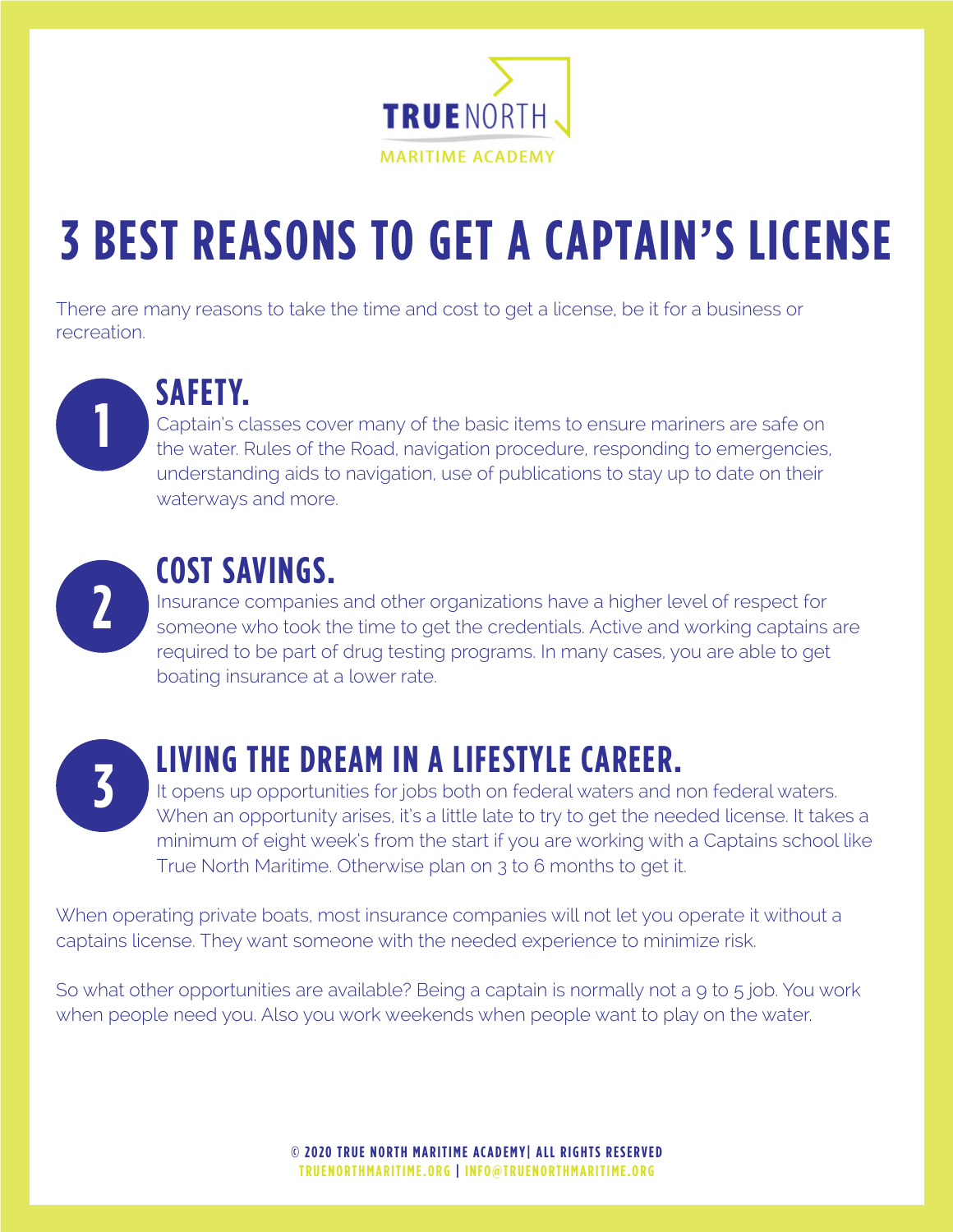TRUE NORTH

MARITIME ACADEMY

# 3 BEST REASONS TO GET A CAPTAIN'S LICENSE

There are many reasons to take the time and cost to get a license, be it for a business or recreation.

## 1 SAFETY.

Captain's classes cover many of the basic items to ensure mariners are safe on the water. Rules of the Road, navigation procedure, responding to emergencies, understanding aids to navigation, use of publications to stay up to date on their waterways and more.

## 2 COST SAVINGS.

Insurance companies and other organizations have a higher level of respect for someone who took the time to get the credentials. Active and working captains are required to be part of drug testing programs. In many cases, you are able to get boating insurance at a lower rate.

## 3 LIVING THE DREAM IN A LIFESTYLE CAREER.

It opens up opportunities for jobs both on federal waters and non federal waters. When an opportunity arises, it's a little late to try to get the needed license. It takes a minimum of eight week's from the start if you are working with a Captains school like True North Maritime. Otherwise plan on 3 to 6 months to get it.

When operating private boats, most insurance companies will not let you operate it without a captains license. They want someone with the needed experience to minimize risk.

So what other opportunities are available? Being a captain is normally not a 9 to 5 job. You work when people need you. Also you work weekends when people want to play on the water.

© 2020 TRUE NORTH MARITIME ACADEMY| ALL RIGHTS RESERVED
TRUENORTHMARITIME.ORG | INFO@TRUENORTHMARITIME.ORG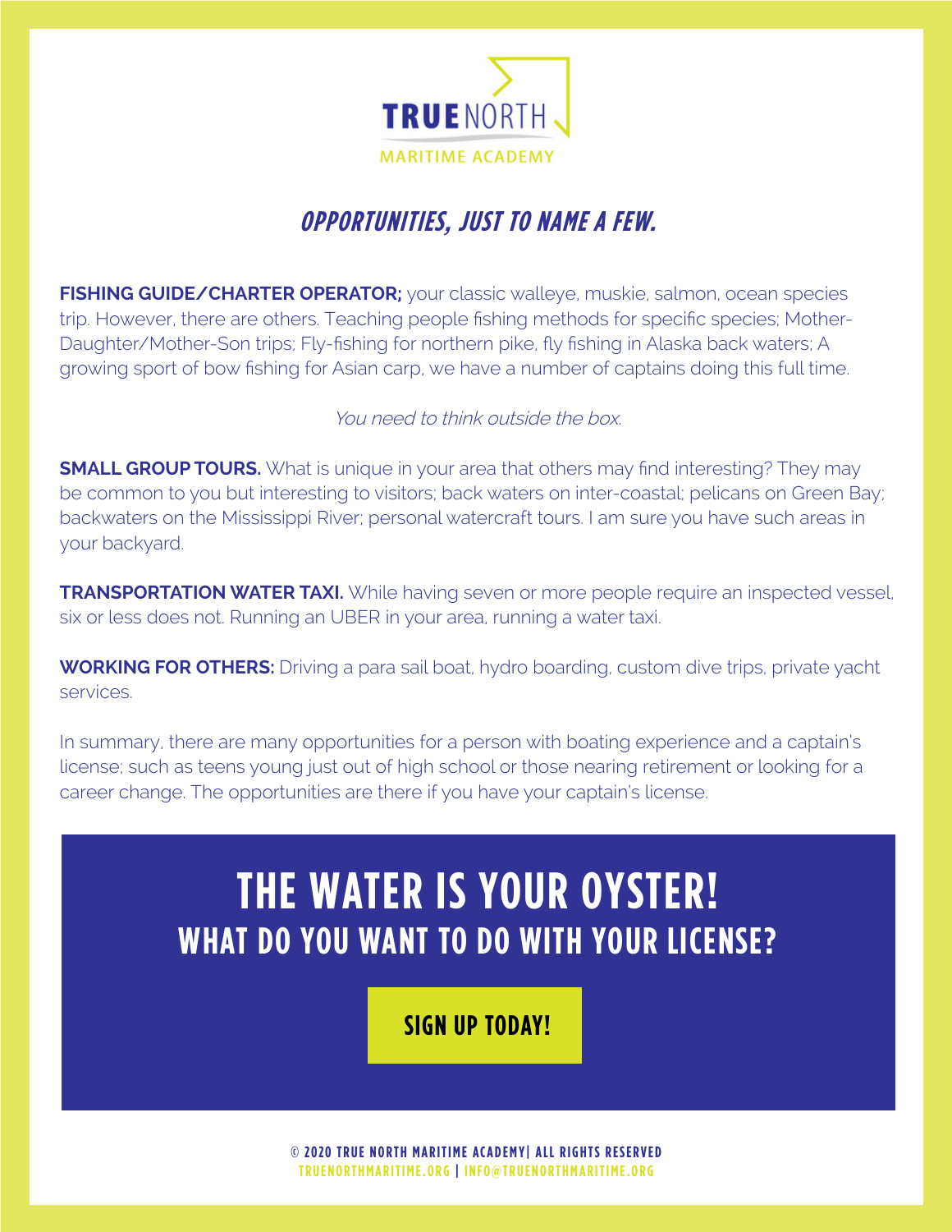TRUE NORTH

MARITIME ACADEMY

## *OPPORTUNITIES, JUST TO NAME A FEW.*

**FISHING GUIDE/CHARTER OPERATOR;** your classic walleye, muskie, salmon, ocean species trip. However, there are others. Teaching people fishing methods for specific species; Mother-Daughter/Mother-Son trips; Fly-fishing for northern pike, fly fishing in Alaska back waters; A growing sport of bow fishing for Asian carp, we have a number of captains doing this full time.

*You need to think outside the box.*

**SMALL GROUP TOURS.** What is unique in your area that others may find interesting? They may be common to you but interesting to visitors; back waters on inter-coastal; pelicans on Green Bay; backwaters on the Mississippi River; personal watercraft tours. I am sure you have such areas in your backyard.

**TRANSPORTATION WATER TAXI.** While having seven or more people require an inspected vessel, six or less does not. Running an UBER in your area, running a water taxi.

**WORKING FOR OTHERS:** Driving a para sail boat, hydro boarding, custom dive trips, private yacht services.

In summary, there are many opportunities for a person with boating experience and a captain's license; such as teens young just out of high school or those nearing retirement or looking for a career change. The opportunities are there if you have your captain's license.

# THE WATER IS YOUR OYSTER!

## WHAT DO YOU WANT TO DO WITH YOUR LICENSE?

**SIGN UP TODAY!**

© 2020 TRUE NORTH MARITIME ACADEMY| ALL RIGHTS RESERVED

TRUENORTHMARITIME.ORG | INFO@TRUENORTHMARITIME.ORG